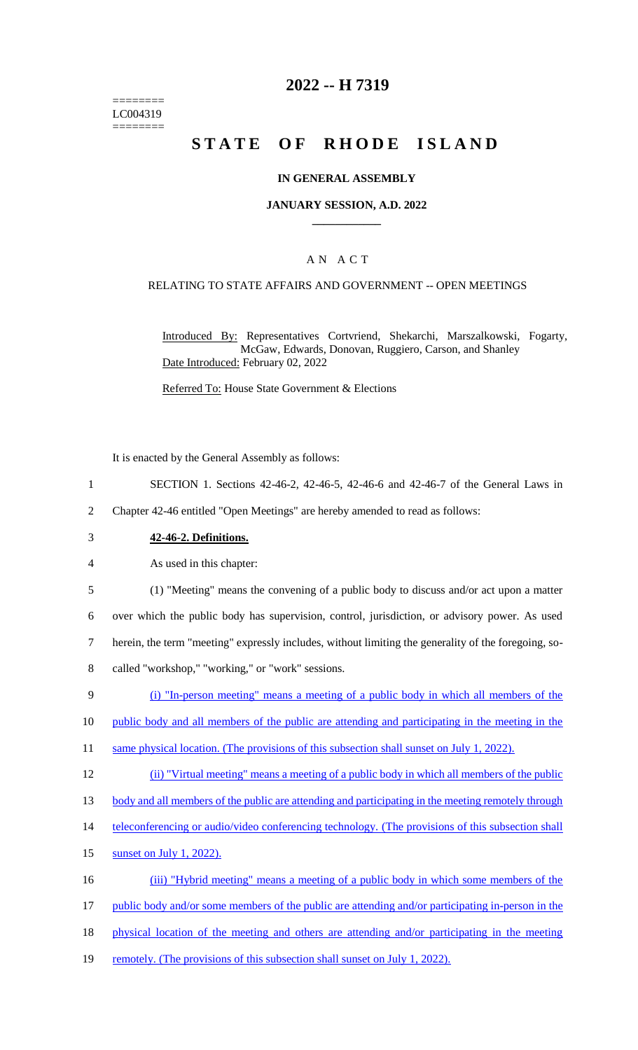========
LC004319
========

# 2022 -- H 7319

# STATE OF RHODE ISLAND

## IN GENERAL ASSEMBLY

### JANUARY SESSION, A.D. 2022

## A N A C T

### RELATING TO STATE AFFAIRS AND GOVERNMENT -- OPEN MEETINGS

Introduced By: Representatives Cortvriend, Shekarchi, Marszalkowski, Fogarty, McGaw, Edwards, Donovan, Ruggiero, Carson, and Shanley

Date Introduced: February 02, 2022

Referred To: House State Government & Elections

It is enacted by the General Assembly as follows:

1 SECTION 1. Sections 42-46-2, 42-46-5, 42-46-6 and 42-46-7 of the General Laws in
2 Chapter 42-46 entitled "Open Meetings" are hereby amended to read as follows:

3 **42-46-2. Definitions.**

4 As used in this chapter:

5 (1) "Meeting" means the convening of a public body to discuss and/or act upon a matter
6 over which the public body has supervision, control, jurisdiction, or advisory power. As used
7 herein, the term "meeting" expressly includes, without limiting the generality of the foregoing, so-
8 called "workshop," "working," or "work" sessions.

9 (i) "In-person meeting" means a meeting of a public body in which all members of the
10 public body and all members of the public are attending and participating in the meeting in the
11 same physical location. (The provisions of this subsection shall sunset on July 1, 2022).

12 (ii) "Virtual meeting" means a meeting of a public body in which all members of the public
13 body and all members of the public are attending and participating in the meeting remotely through
14 teleconferencing or audio/video conferencing technology. (The provisions of this subsection shall
15 sunset on July 1, 2022).

16 (iii) "Hybrid meeting" means a meeting of a public body in which some members of the
17 public body and/or some members of the public are attending and/or participating in-person in the
18 physical location of the meeting and others are attending and/or participating in the meeting
19 remotely. (The provisions of this subsection shall sunset on July 1, 2022).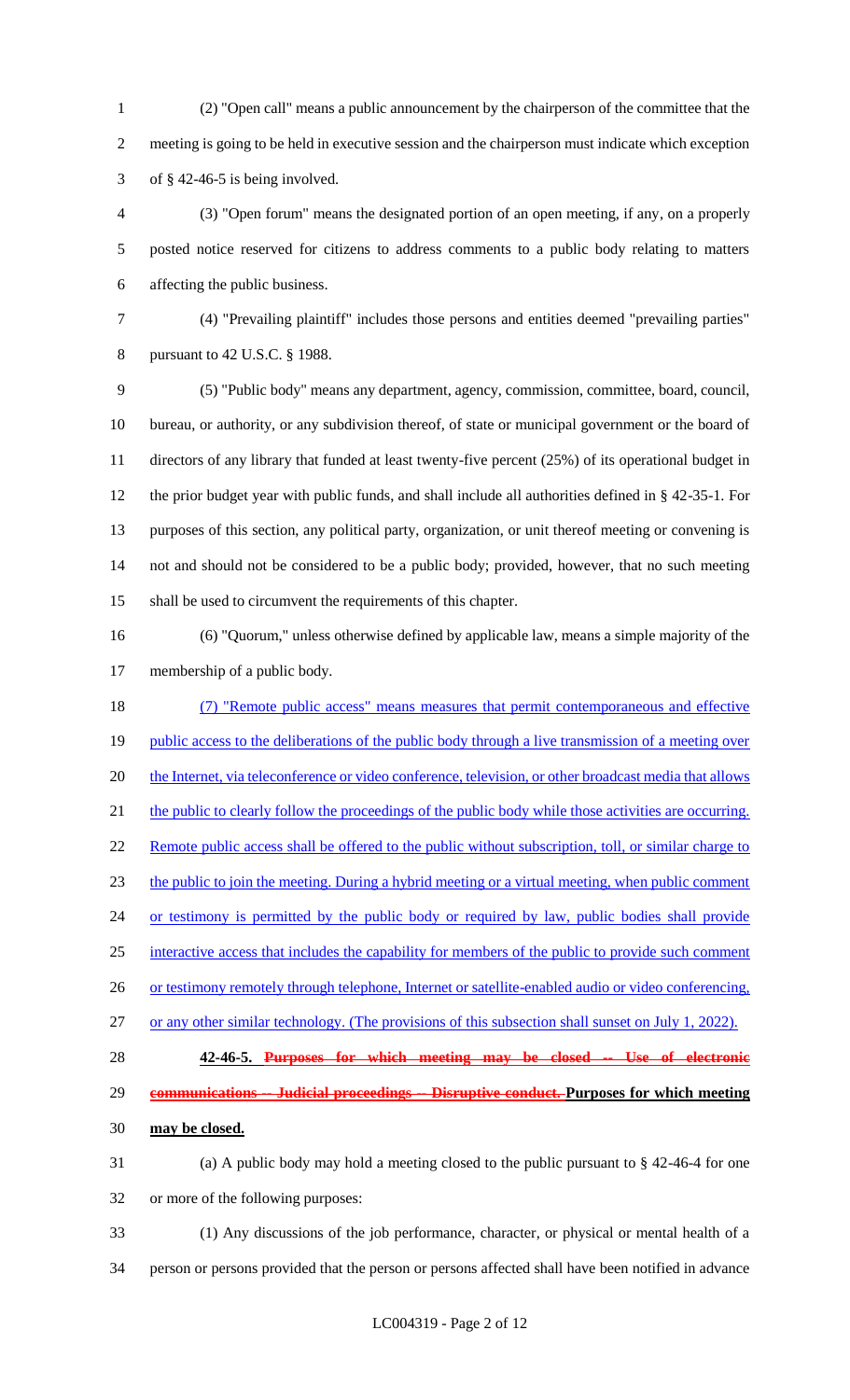(2) "Open call" means a public announcement by the chairperson of the committee that the meeting is going to be held in executive session and the chairperson must indicate which exception of § 42-46-5 is being involved.

(3) "Open forum" means the designated portion of an open meeting, if any, on a properly posted notice reserved for citizens to address comments to a public body relating to matters affecting the public business.

(4) "Prevailing plaintiff" includes those persons and entities deemed "prevailing parties" pursuant to 42 U.S.C. § 1988.

(5) "Public body" means any department, agency, commission, committee, board, council, bureau, or authority, or any subdivision thereof, of state or municipal government or the board of directors of any library that funded at least twenty-five percent (25%) of its operational budget in the prior budget year with public funds, and shall include all authorities defined in § 42-35-1. For purposes of this section, any political party, organization, or unit thereof meeting or convening is not and should not be considered to be a public body; provided, however, that no such meeting shall be used to circumvent the requirements of this chapter.

(6) "Quorum," unless otherwise defined by applicable law, means a simple majority of the membership of a public body.

(7) "Remote public access" means measures that permit contemporaneous and effective public access to the deliberations of the public body through a live transmission of a meeting over the Internet, via teleconference or video conference, television, or other broadcast media that allows the public to clearly follow the proceedings of the public body while those activities are occurring. Remote public access shall be offered to the public without subscription, toll, or similar charge to the public to join the meeting. During a hybrid meeting or a virtual meeting, when public comment or testimony is permitted by the public body or required by law, public bodies shall provide interactive access that includes the capability for members of the public to provide such comment or testimony remotely through telephone, Internet or satellite-enabled audio or video conferencing, or any other similar technology. (The provisions of this subsection shall sunset on July 1, 2022).

**42-46-5. ~~Purposes for which meeting may be closed -- Use of electronic communications -- Judicial proceedings -- Disruptive conduct.~~ Purposes for which meeting may be closed.**

(a) A public body may hold a meeting closed to the public pursuant to § 42-46-4 for one or more of the following purposes:

(1) Any discussions of the job performance, character, or physical or mental health of a person or persons provided that the person or persons affected shall have been notified in advance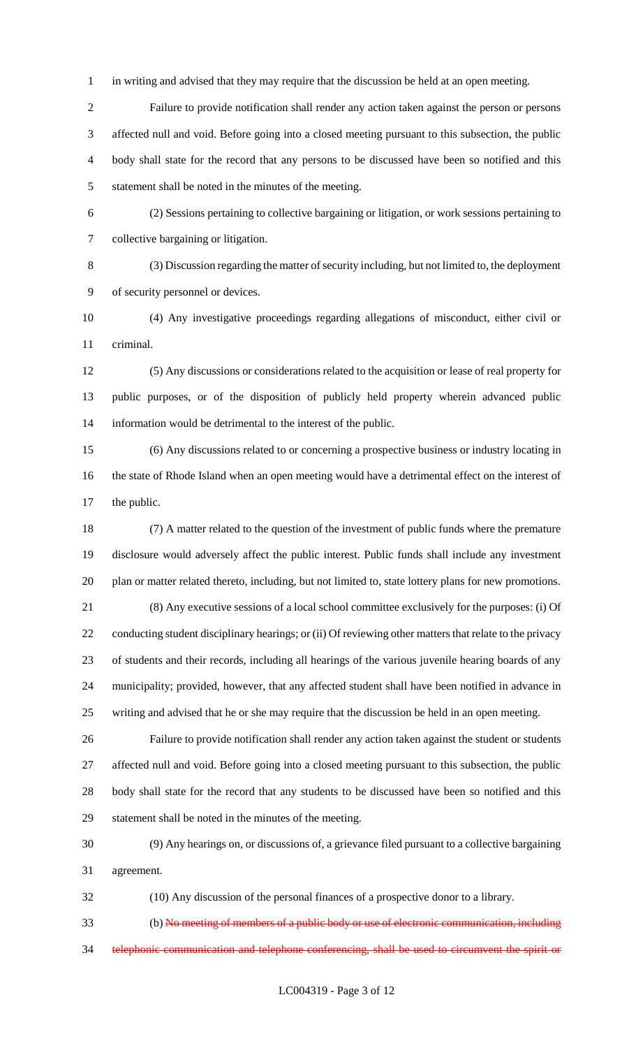in writing and advised that they may require that the discussion be held at an open meeting.

Failure to provide notification shall render any action taken against the person or persons affected null and void. Before going into a closed meeting pursuant to this subsection, the public body shall state for the record that any persons to be discussed have been so notified and this statement shall be noted in the minutes of the meeting.

(2) Sessions pertaining to collective bargaining or litigation, or work sessions pertaining to collective bargaining or litigation.

(3) Discussion regarding the matter of security including, but not limited to, the deployment of security personnel or devices.

(4) Any investigative proceedings regarding allegations of misconduct, either civil or criminal.

(5) Any discussions or considerations related to the acquisition or lease of real property for public purposes, or of the disposition of publicly held property wherein advanced public information would be detrimental to the interest of the public.

(6) Any discussions related to or concerning a prospective business or industry locating in the state of Rhode Island when an open meeting would have a detrimental effect on the interest of the public.

(7) A matter related to the question of the investment of public funds where the premature disclosure would adversely affect the public interest. Public funds shall include any investment plan or matter related thereto, including, but not limited to, state lottery plans for new promotions.

(8) Any executive sessions of a local school committee exclusively for the purposes: (i) Of conducting student disciplinary hearings; or (ii) Of reviewing other matters that relate to the privacy of students and their records, including all hearings of the various juvenile hearing boards of any municipality; provided, however, that any affected student shall have been notified in advance in writing and advised that he or she may require that the discussion be held in an open meeting.

Failure to provide notification shall render any action taken against the student or students affected null and void. Before going into a closed meeting pursuant to this subsection, the public body shall state for the record that any students to be discussed have been so notified and this statement shall be noted in the minutes of the meeting.

(9) Any hearings on, or discussions of, a grievance filed pursuant to a collective bargaining agreement.

(10) Any discussion of the personal finances of a prospective donor to a library.

(b) ~~No meeting of members of a public body or use of electronic communication, including telephonic communication and telephone conferencing, shall be used to circumvent the spirit or~~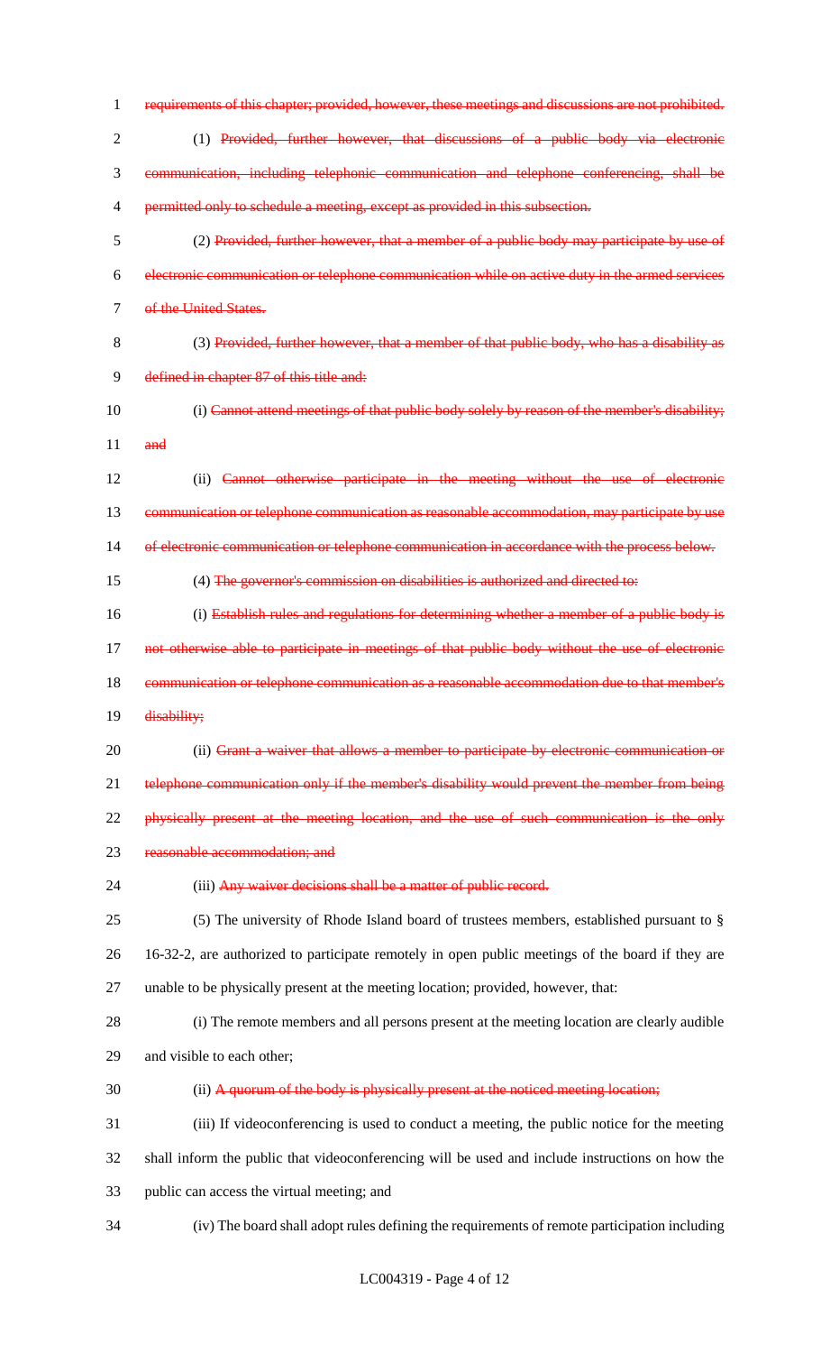requirements of this chapter; provided, however, these meetings and discussions are not prohibited.

(1) ~~Provided, further however, that discussions of a public body via electronic communication, including telephonic communication and telephone conferencing, shall be permitted only to schedule a meeting, except as provided in this subsection.~~

(2) ~~Provided, further however, that a member of a public body may participate by use of electronic communication or telephone communication while on active duty in the armed services of the United States.~~

(3) ~~Provided, further however, that a member of that public body, who has a disability as defined in chapter 87 of this title and:~~

(i) ~~Cannot attend meetings of that public body solely by reason of the member's disability; and~~

(ii) ~~Cannot otherwise participate in the meeting without the use of electronic communication or telephone communication as reasonable accommodation, may participate by use of electronic communication or telephone communication in accordance with the process below.~~

(4) ~~The governor's commission on disabilities is authorized and directed to:~~

(i) ~~Establish rules and regulations for determining whether a member of a public body is not otherwise able to participate in meetings of that public body without the use of electronic communication or telephone communication as a reasonable accommodation due to that member's disability;~~

(ii) ~~Grant a waiver that allows a member to participate by electronic communication or telephone communication only if the member's disability would prevent the member from being physically present at the meeting location, and the use of such communication is the only reasonable accommodation; and~~

(iii) ~~Any waiver decisions shall be a matter of public record.~~

(5) The university of Rhode Island board of trustees members, established pursuant to § 16-32-2, are authorized to participate remotely in open public meetings of the board if they are unable to be physically present at the meeting location; provided, however, that:

(i) The remote members and all persons present at the meeting location are clearly audible and visible to each other;

(ii) ~~A quorum of the body is physically present at the noticed meeting location;~~

(iii) If videoconferencing is used to conduct a meeting, the public notice for the meeting shall inform the public that videoconferencing will be used and include instructions on how the public can access the virtual meeting; and

(iv) The board shall adopt rules defining the requirements of remote participation including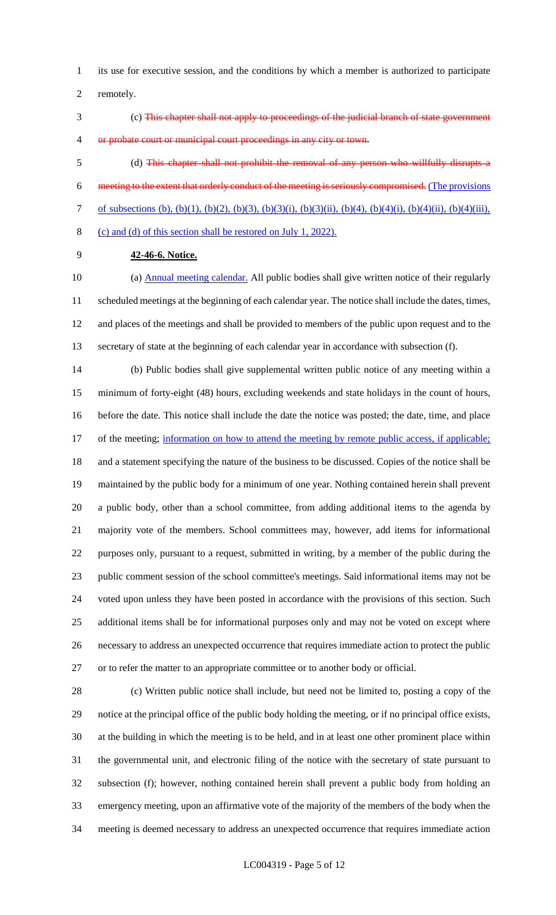its use for executive session, and the conditions by which a member is authorized to participate remotely.

(c) ~~This chapter shall not apply to proceedings of the judicial branch of state government or probate court or municipal court proceedings in any city or town.~~

(d) ~~This chapter shall not prohibit the removal of any person who willfully disrupts a meeting to the extent that orderly conduct of the meeting is seriously compromised.~~ <u>(The provisions of subsections (b), (b)(1), (b)(2), (b)(3), (b)(3)(i), (b)(3)(ii), (b)(4), (b)(4)(i), (b)(4)(ii), (b)(4)(iii), (c) and (d) of this section shall be restored on July 1, 2022).</u>

**42-46-6. Notice.**

(a) <u>Annual meeting calendar.</u> All public bodies shall give written notice of their regularly scheduled meetings at the beginning of each calendar year. The notice shall include the dates, times, and places of the meetings and shall be provided to members of the public upon request and to the secretary of state at the beginning of each calendar year in accordance with subsection (f).

(b) Public bodies shall give supplemental written public notice of any meeting within a minimum of forty-eight (48) hours, excluding weekends and state holidays in the count of hours, before the date. This notice shall include the date the notice was posted; the date, time, and place of the meeting; <u>information on how to attend the meeting by remote public access, if applicable;</u> and a statement specifying the nature of the business to be discussed. Copies of the notice shall be maintained by the public body for a minimum of one year. Nothing contained herein shall prevent a public body, other than a school committee, from adding additional items to the agenda by majority vote of the members. School committees may, however, add items for informational purposes only, pursuant to a request, submitted in writing, by a member of the public during the public comment session of the school committee's meetings. Said informational items may not be voted upon unless they have been posted in accordance with the provisions of this section. Such additional items shall be for informational purposes only and may not be voted on except where necessary to address an unexpected occurrence that requires immediate action to protect the public or to refer the matter to an appropriate committee or to another body or official.

(c) Written public notice shall include, but need not be limited to, posting a copy of the notice at the principal office of the public body holding the meeting, or if no principal office exists, at the building in which the meeting is to be held, and in at least one other prominent place within the governmental unit, and electronic filing of the notice with the secretary of state pursuant to subsection (f); however, nothing contained herein shall prevent a public body from holding an emergency meeting, upon an affirmative vote of the majority of the members of the body when the meeting is deemed necessary to address an unexpected occurrence that requires immediate action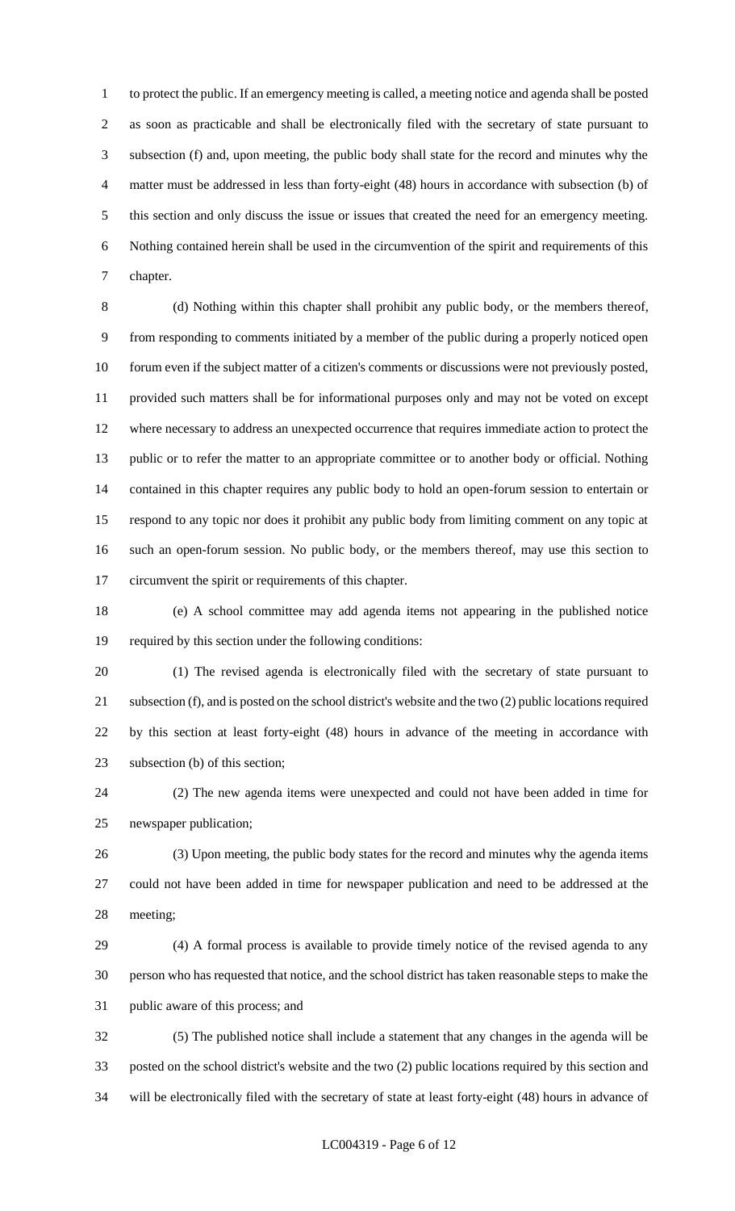to protect the public. If an emergency meeting is called, a meeting notice and agenda shall be posted as soon as practicable and shall be electronically filed with the secretary of state pursuant to subsection (f) and, upon meeting, the public body shall state for the record and minutes why the matter must be addressed in less than forty-eight (48) hours in accordance with subsection (b) of this section and only discuss the issue or issues that created the need for an emergency meeting. Nothing contained herein shall be used in the circumvention of the spirit and requirements of this chapter.

(d) Nothing within this chapter shall prohibit any public body, or the members thereof, from responding to comments initiated by a member of the public during a properly noticed open forum even if the subject matter of a citizen's comments or discussions were not previously posted, provided such matters shall be for informational purposes only and may not be voted on except where necessary to address an unexpected occurrence that requires immediate action to protect the public or to refer the matter to an appropriate committee or to another body or official. Nothing contained in this chapter requires any public body to hold an open-forum session to entertain or respond to any topic nor does it prohibit any public body from limiting comment on any topic at such an open-forum session. No public body, or the members thereof, may use this section to circumvent the spirit or requirements of this chapter.

(e) A school committee may add agenda items not appearing in the published notice required by this section under the following conditions:

(1) The revised agenda is electronically filed with the secretary of state pursuant to subsection (f), and is posted on the school district's website and the two (2) public locations required by this section at least forty-eight (48) hours in advance of the meeting in accordance with subsection (b) of this section;

(2) The new agenda items were unexpected and could not have been added in time for newspaper publication;

(3) Upon meeting, the public body states for the record and minutes why the agenda items could not have been added in time for newspaper publication and need to be addressed at the meeting;

(4) A formal process is available to provide timely notice of the revised agenda to any person who has requested that notice, and the school district has taken reasonable steps to make the public aware of this process; and

(5) The published notice shall include a statement that any changes in the agenda will be posted on the school district's website and the two (2) public locations required by this section and will be electronically filed with the secretary of state at least forty-eight (48) hours in advance of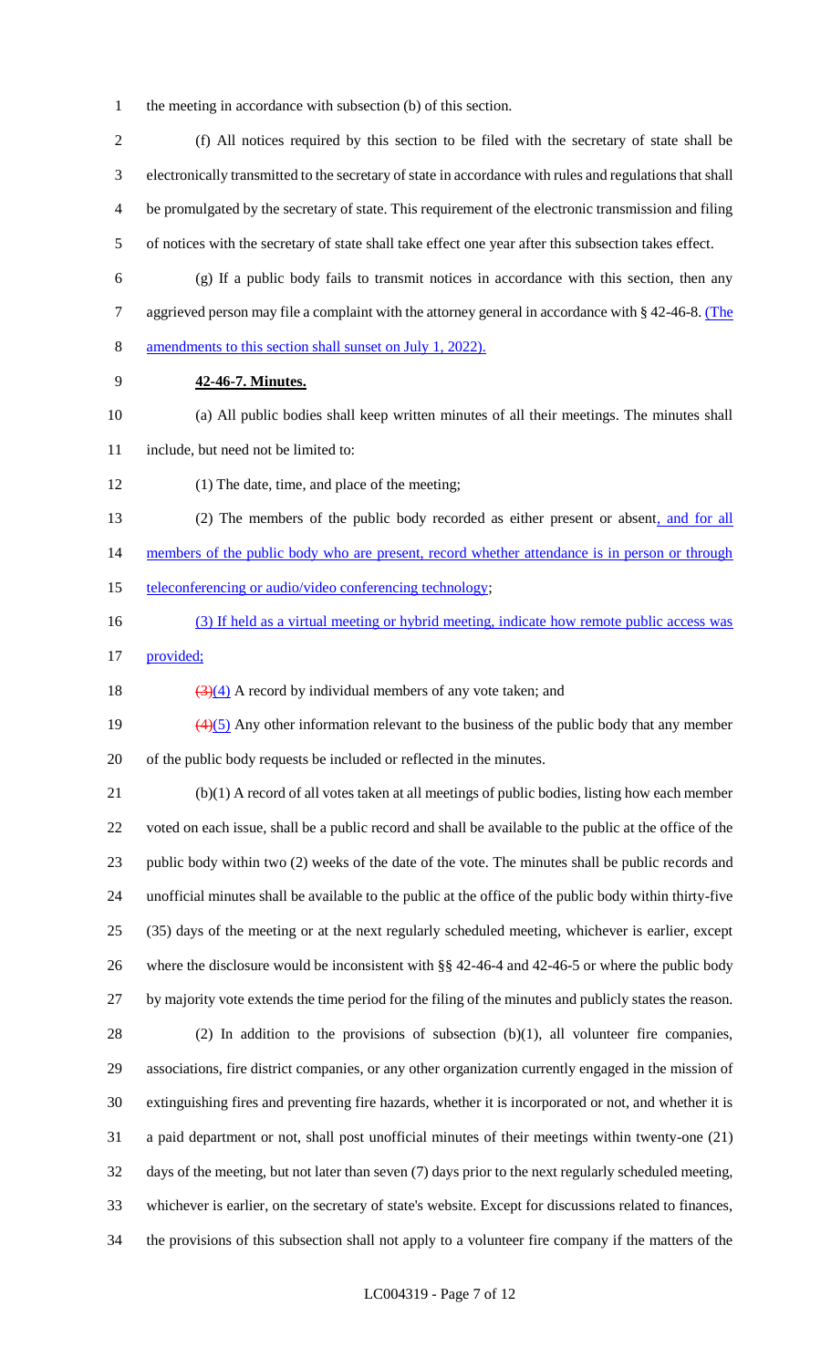the meeting in accordance with subsection (b) of this section.

(f) All notices required by this section to be filed with the secretary of state shall be electronically transmitted to the secretary of state in accordance with rules and regulations that shall be promulgated by the secretary of state. This requirement of the electronic transmission and filing of notices with the secretary of state shall take effect one year after this subsection takes effect.

(g) If a public body fails to transmit notices in accordance with this section, then any aggrieved person may file a complaint with the attorney general in accordance with § 42-46-8. (The amendments to this section shall sunset on July 1, 2022).

**42-46-7. Minutes.**

(a) All public bodies shall keep written minutes of all their meetings. The minutes shall include, but need not be limited to:

(1) The date, time, and place of the meeting;

(2) The members of the public body recorded as either present or absent, and for all members of the public body who are present, record whether attendance is in person or through teleconferencing or audio/video conferencing technology;

(3) If held as a virtual meeting or hybrid meeting, indicate how remote public access was provided;

~~(3)~~(4) A record by individual members of any vote taken; and

~~(4)~~(5) Any other information relevant to the business of the public body that any member of the public body requests be included or reflected in the minutes.

(b)(1) A record of all votes taken at all meetings of public bodies, listing how each member voted on each issue, shall be a public record and shall be available to the public at the office of the public body within two (2) weeks of the date of the vote. The minutes shall be public records and unofficial minutes shall be available to the public at the office of the public body within thirty-five (35) days of the meeting or at the next regularly scheduled meeting, whichever is earlier, except where the disclosure would be inconsistent with §§ 42-46-4 and 42-46-5 or where the public body by majority vote extends the time period for the filing of the minutes and publicly states the reason.

(2) In addition to the provisions of subsection (b)(1), all volunteer fire companies, associations, fire district companies, or any other organization currently engaged in the mission of extinguishing fires and preventing fire hazards, whether it is incorporated or not, and whether it is a paid department or not, shall post unofficial minutes of their meetings within twenty-one (21) days of the meeting, but not later than seven (7) days prior to the next regularly scheduled meeting, whichever is earlier, on the secretary of state's website. Except for discussions related to finances, the provisions of this subsection shall not apply to a volunteer fire company if the matters of the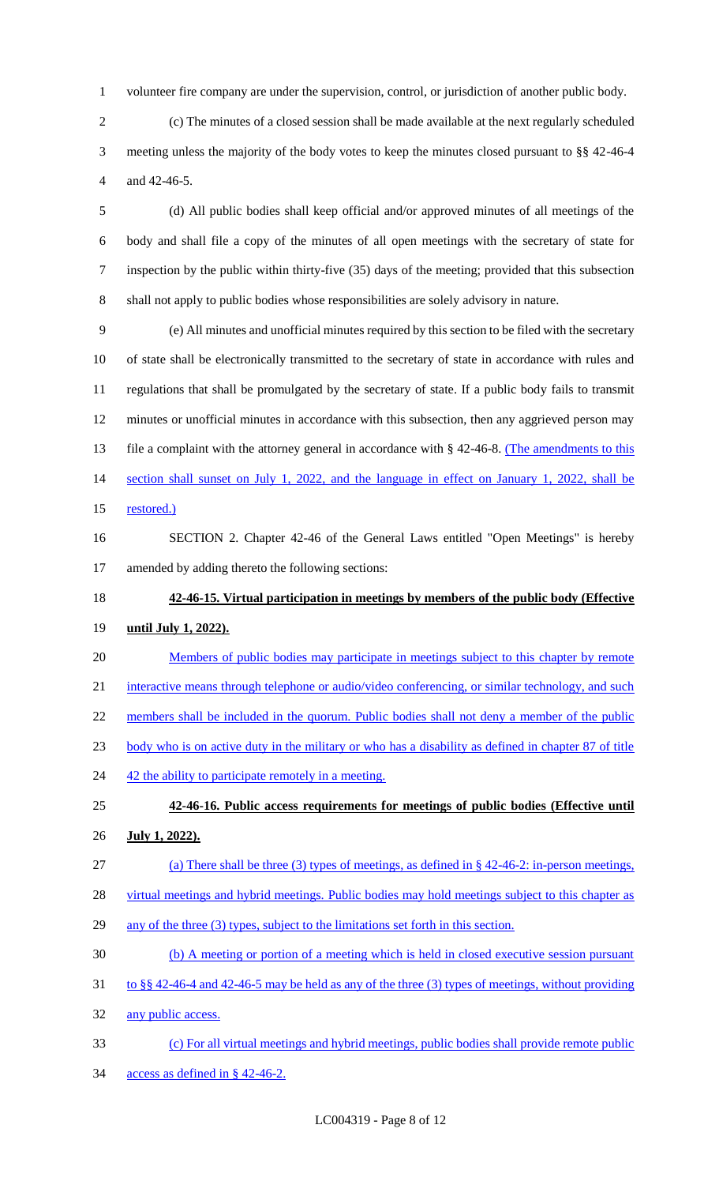volunteer fire company are under the supervision, control, or jurisdiction of another public body.

(c) The minutes of a closed session shall be made available at the next regularly scheduled meeting unless the majority of the body votes to keep the minutes closed pursuant to §§ 42-46-4 and 42-46-5.

(d) All public bodies shall keep official and/or approved minutes of all meetings of the body and shall file a copy of the minutes of all open meetings with the secretary of state for inspection by the public within thirty-five (35) days of the meeting; provided that this subsection shall not apply to public bodies whose responsibilities are solely advisory in nature.

(e) All minutes and unofficial minutes required by this section to be filed with the secretary of state shall be electronically transmitted to the secretary of state in accordance with rules and regulations that shall be promulgated by the secretary of state. If a public body fails to transmit minutes or unofficial minutes in accordance with this subsection, then any aggrieved person may file a complaint with the attorney general in accordance with § 42-46-8. (The amendments to this section shall sunset on July 1, 2022, and the language in effect on January 1, 2022, shall be restored.)

SECTION 2. Chapter 42-46 of the General Laws entitled "Open Meetings" is hereby amended by adding thereto the following sections:

**42-46-15. Virtual participation in meetings by members of the public body (Effective until July 1, 2022).**

Members of public bodies may participate in meetings subject to this chapter by remote interactive means through telephone or audio/video conferencing, or similar technology, and such members shall be included in the quorum. Public bodies shall not deny a member of the public body who is on active duty in the military or who has a disability as defined in chapter 87 of title 42 the ability to participate remotely in a meeting.

**42-46-16. Public access requirements for meetings of public bodies (Effective until July 1, 2022).**

(a) There shall be three (3) types of meetings, as defined in § 42-46-2: in-person meetings, virtual meetings and hybrid meetings. Public bodies may hold meetings subject to this chapter as any of the three (3) types, subject to the limitations set forth in this section.

(b) A meeting or portion of a meeting which is held in closed executive session pursuant to §§ 42-46-4 and 42-46-5 may be held as any of the three (3) types of meetings, without providing any public access.

(c) For all virtual meetings and hybrid meetings, public bodies shall provide remote public access as defined in § 42-46-2.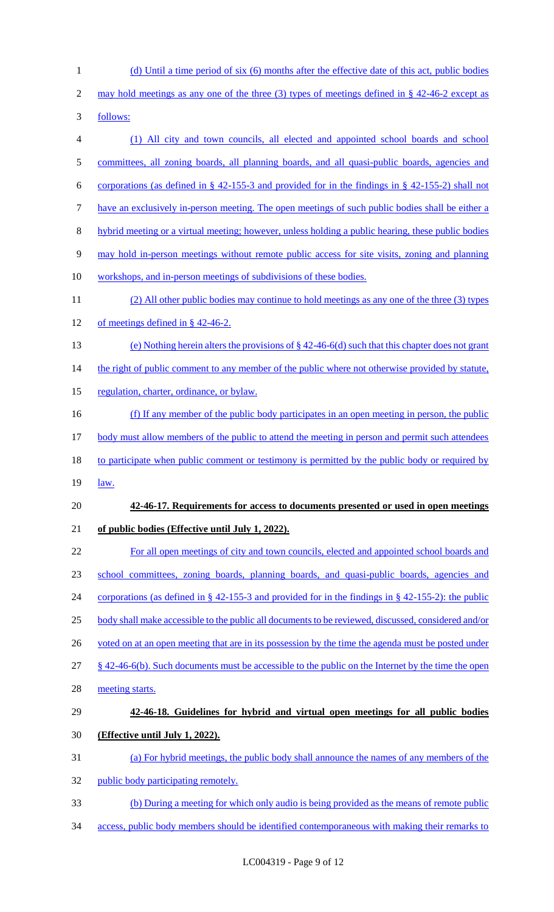(d) Until a time period of six (6) months after the effective date of this act, public bodies may hold meetings as any one of the three (3) types of meetings defined in § 42-46-2 except as follows:

(1) All city and town councils, all elected and appointed school boards and school committees, all zoning boards, all planning boards, and all quasi-public boards, agencies and corporations (as defined in § 42-155-3 and provided for in the findings in § 42-155-2) shall not have an exclusively in-person meeting. The open meetings of such public bodies shall be either a hybrid meeting or a virtual meeting; however, unless holding a public hearing, these public bodies may hold in-person meetings without remote public access for site visits, zoning and planning workshops, and in-person meetings of subdivisions of these bodies.

(2) All other public bodies may continue to hold meetings as any one of the three (3) types of meetings defined in § 42-46-2.

(e) Nothing herein alters the provisions of § 42-46-6(d) such that this chapter does not grant the right of public comment to any member of the public where not otherwise provided by statute, regulation, charter, ordinance, or bylaw.

(f) If any member of the public body participates in an open meeting in person, the public body must allow members of the public to attend the meeting in person and permit such attendees to participate when public comment or testimony is permitted by the public body or required by law.

**42-46-17. Requirements for access to documents presented or used in open meetings of public bodies (Effective until July 1, 2022).**

For all open meetings of city and town councils, elected and appointed school boards and school committees, zoning boards, planning boards, and quasi-public boards, agencies and corporations (as defined in § 42-155-3 and provided for in the findings in § 42-155-2): the public body shall make accessible to the public all documents to be reviewed, discussed, considered and/or voted on at an open meeting that are in its possession by the time the agenda must be posted under § 42-46-6(b). Such documents must be accessible to the public on the Internet by the time the open meeting starts.

**42-46-18. Guidelines for hybrid and virtual open meetings for all public bodies (Effective until July 1, 2022).**

(a) For hybrid meetings, the public body shall announce the names of any members of the public body participating remotely.

(b) During a meeting for which only audio is being provided as the means of remote public access, public body members should be identified contemporaneous with making their remarks to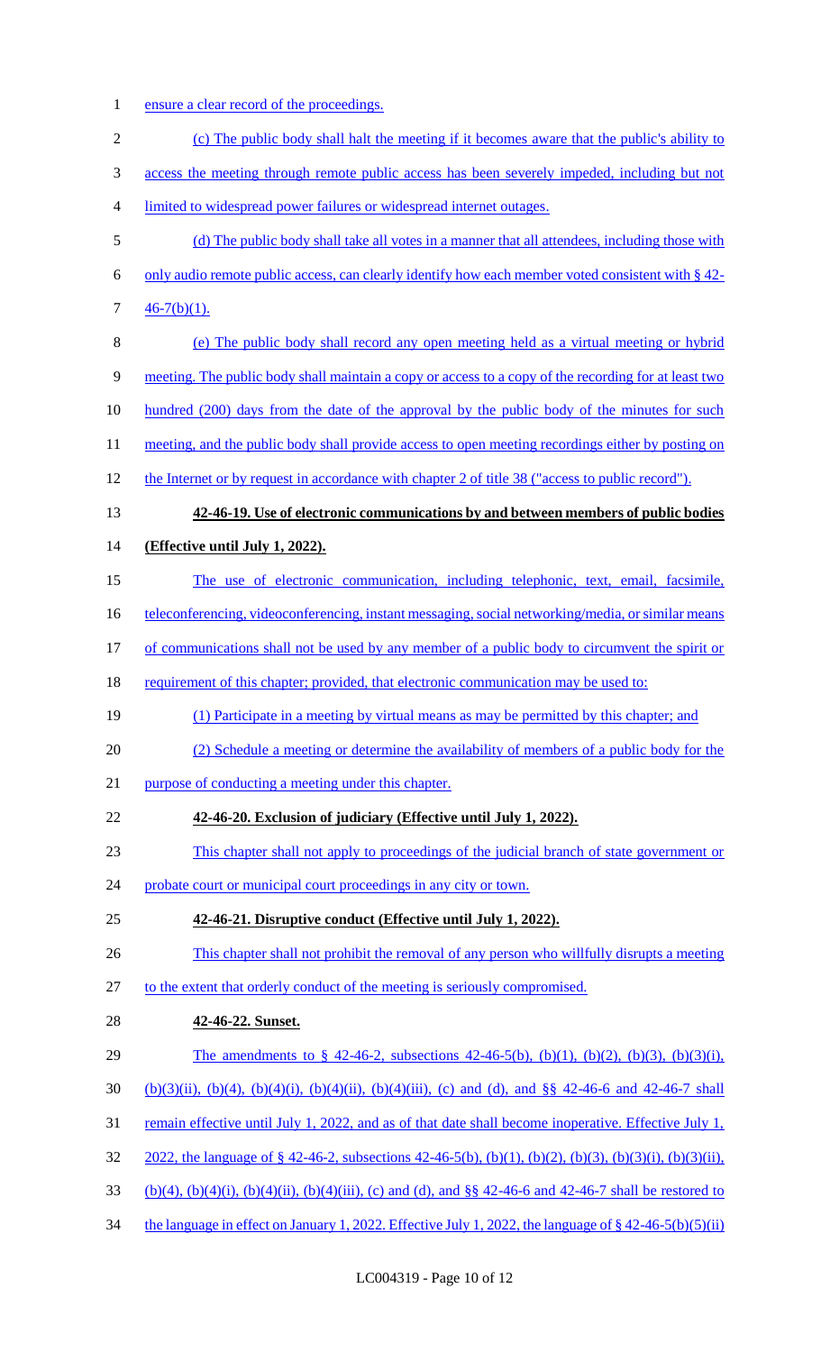ensure a clear record of the proceedings.

(c) The public body shall halt the meeting if it becomes aware that the public's ability to access the meeting through remote public access has been severely impeded, including but not limited to widespread power failures or widespread internet outages.

(d) The public body shall take all votes in a manner that all attendees, including those with only audio remote public access, can clearly identify how each member voted consistent with § 42-46-7(b)(1).

(e) The public body shall record any open meeting held as a virtual meeting or hybrid meeting. The public body shall maintain a copy or access to a copy of the recording for at least two hundred (200) days from the date of the approval by the public body of the minutes for such meeting, and the public body shall provide access to open meeting recordings either by posting on the Internet or by request in accordance with chapter 2 of title 38 ("access to public record").

**42-46-19. Use of electronic communications by and between members of public bodies (Effective until July 1, 2022).**

The use of electronic communication, including telephonic, text, email, facsimile, teleconferencing, videoconferencing, instant messaging, social networking/media, or similar means of communications shall not be used by any member of a public body to circumvent the spirit or requirement of this chapter; provided, that electronic communication may be used to:

(1) Participate in a meeting by virtual means as may be permitted by this chapter; and

(2) Schedule a meeting or determine the availability of members of a public body for the purpose of conducting a meeting under this chapter.

**42-46-20. Exclusion of judiciary (Effective until July 1, 2022).**

This chapter shall not apply to proceedings of the judicial branch of state government or probate court or municipal court proceedings in any city or town.

**42-46-21. Disruptive conduct (Effective until July 1, 2022).**

This chapter shall not prohibit the removal of any person who willfully disrupts a meeting to the extent that orderly conduct of the meeting is seriously compromised.

**42-46-22. Sunset.**

The amendments to § 42-46-2, subsections 42-46-5(b), (b)(1), (b)(2), (b)(3), (b)(3)(i), (b)(3)(ii), (b)(4), (b)(4)(i), (b)(4)(ii), (b)(4)(iii), (c) and (d), and §§ 42-46-6 and 42-46-7 shall remain effective until July 1, 2022, and as of that date shall become inoperative. Effective July 1, 2022, the language of § 42-46-2, subsections 42-46-5(b), (b)(1), (b)(2), (b)(3), (b)(3)(i), (b)(3)(ii), (b)(4), (b)(4)(i), (b)(4)(ii), (b)(4)(iii), (c) and (d), and §§ 42-46-6 and 42-46-7 shall be restored to the language in effect on January 1, 2022. Effective July 1, 2022, the language of § 42-46-5(b)(5)(ii)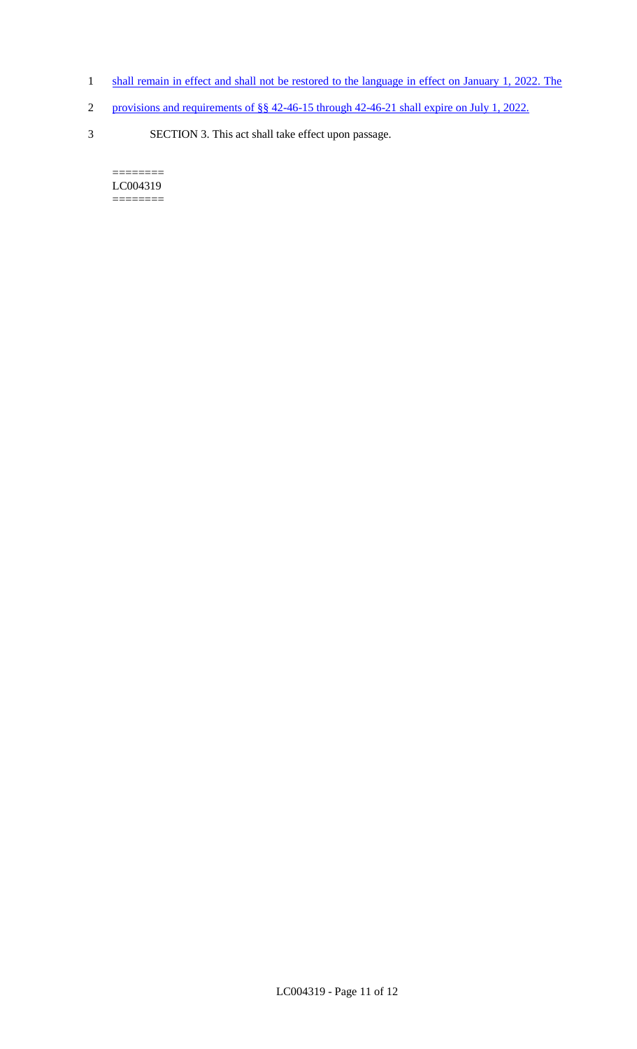shall remain in effect and shall not be restored to the language in effect on January 1, 2022. The provisions and requirements of §§ 42-46-15 through 42-46-21 shall expire on July 1, 2022.

SECTION 3. This act shall take effect upon passage.

========
LC004319
========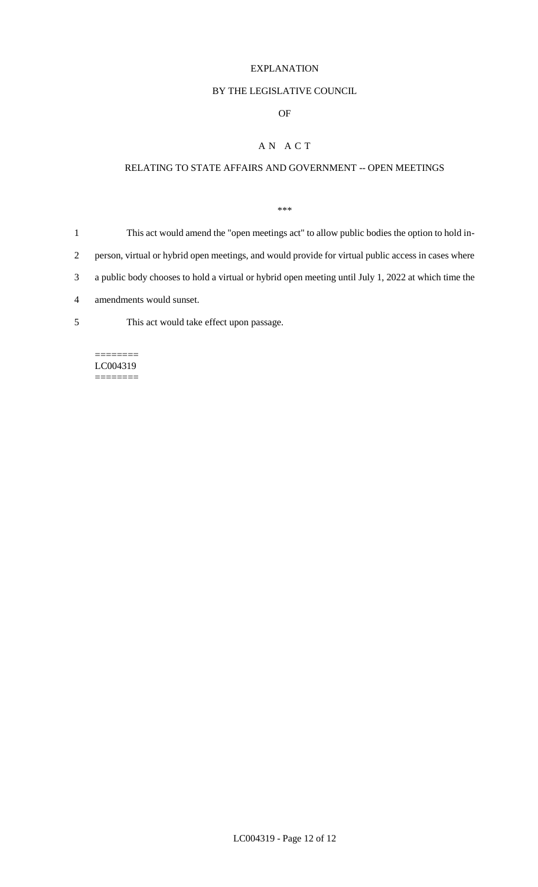EXPLANATION

BY THE LEGISLATIVE COUNCIL

OF

A N A C T

RELATING TO STATE AFFAIRS AND GOVERNMENT -- OPEN MEETINGS

\*\*\*

1 This act would amend the "open meetings act" to allow public bodies the option to hold in-
2 person, virtual or hybrid open meetings, and would provide for virtual public access in cases where
3 a public body chooses to hold a virtual or hybrid open meeting until July 1, 2022 at which time the
4 amendments would sunset.
5 This act would take effect upon passage.

========
LC004319
========